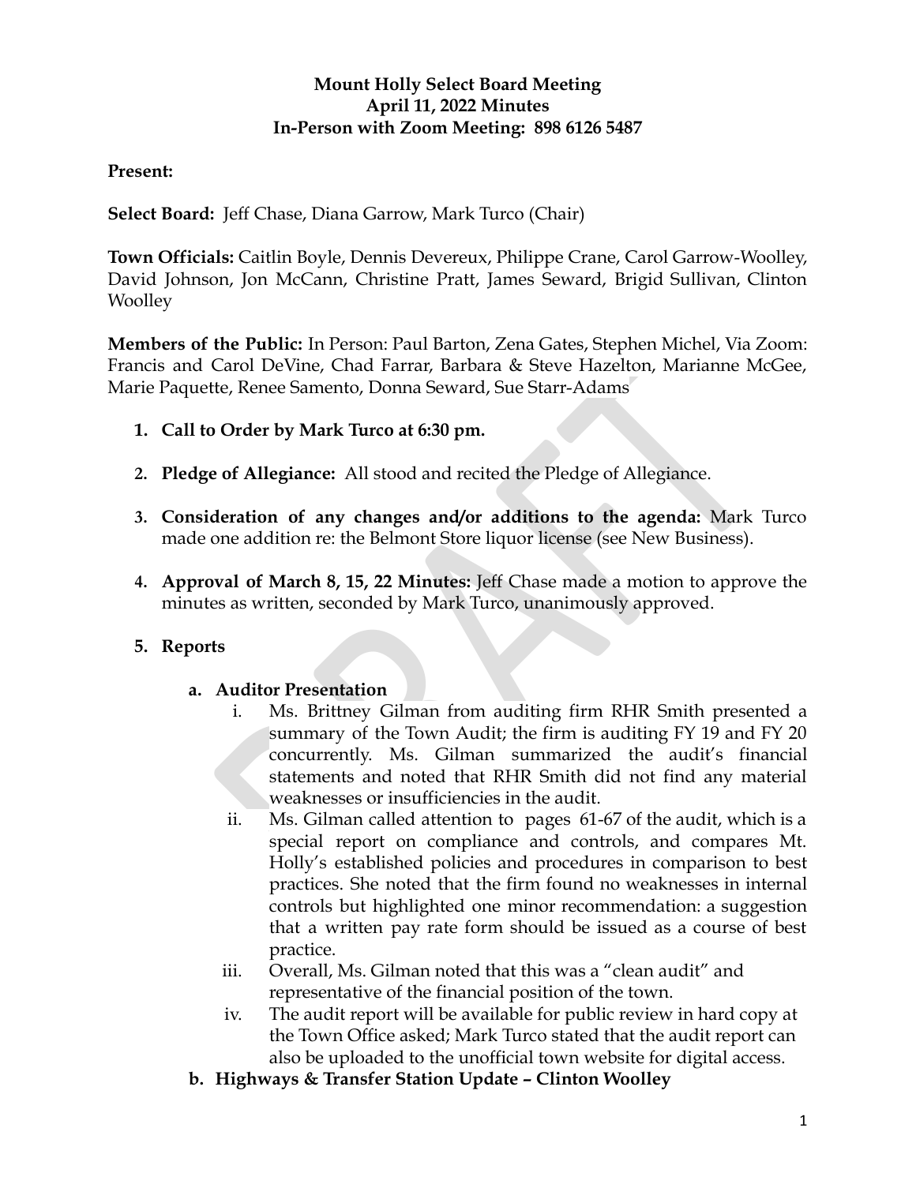# Mount Holly Select Board Meeting
## April 11, 2022 Minutes
### In-Person with Zoom Meeting: 898 6126 5487

**Present:**

**Select Board:** Jeff Chase, Diana Garrow, Mark Turco (Chair)

**Town Officials:** Caitlin Boyle, Dennis Devereux, Philippe Crane, Carol Garrow-Woolley, David Johnson, Jon McCann, Christine Pratt, James Seward, Brigid Sullivan, Clinton Woolley

**Members of the Public:** In Person: Paul Barton, Zena Gates, Stephen Michel, Via Zoom: Francis and Carol DeVine, Chad Farrar, Barbara & Steve Hazelton, Marianne McGee, Marie Paquette, Renee Samento, Donna Seward, Sue Starr-Adams

1. **Call to Order by Mark Turco at 6:30 pm.**

2. **Pledge of Allegiance:** All stood and recited the Pledge of Allegiance.

3. **Consideration of any changes and/or additions to the agenda:** Mark Turco made one addition re: the Belmont Store liquor license (see New Business).

4. **Approval of March 8, 15, 22 Minutes:** Jeff Chase made a motion to approve the minutes as written, seconded by Mark Turco, unanimously approved.

5. **Reports**

   a. **Auditor Presentation**
      i. Ms. Brittney Gilman from auditing firm RHR Smith presented a summary of the Town Audit; the firm is auditing FY 19 and FY 20 concurrently. Ms. Gilman summarized the audit's financial statements and noted that RHR Smith did not find any material weaknesses or insufficiencies in the audit.
      ii. Ms. Gilman called attention to pages 61-67 of the audit, which is a special report on compliance and controls, and compares Mt. Holly's established policies and procedures in comparison to best practices. She noted that the firm found no weaknesses in internal controls but highlighted one minor recommendation: a suggestion that a written pay rate form should be issued as a course of best practice.
      iii. Overall, Ms. Gilman noted that this was a "clean audit" and representative of the financial position of the town.
      iv. The audit report will be available for public review in hard copy at the Town Office asked; Mark Turco stated that the audit report can also be uploaded to the unofficial town website for digital access.

   b. **Highways & Transfer Station Update – Clinton Woolley**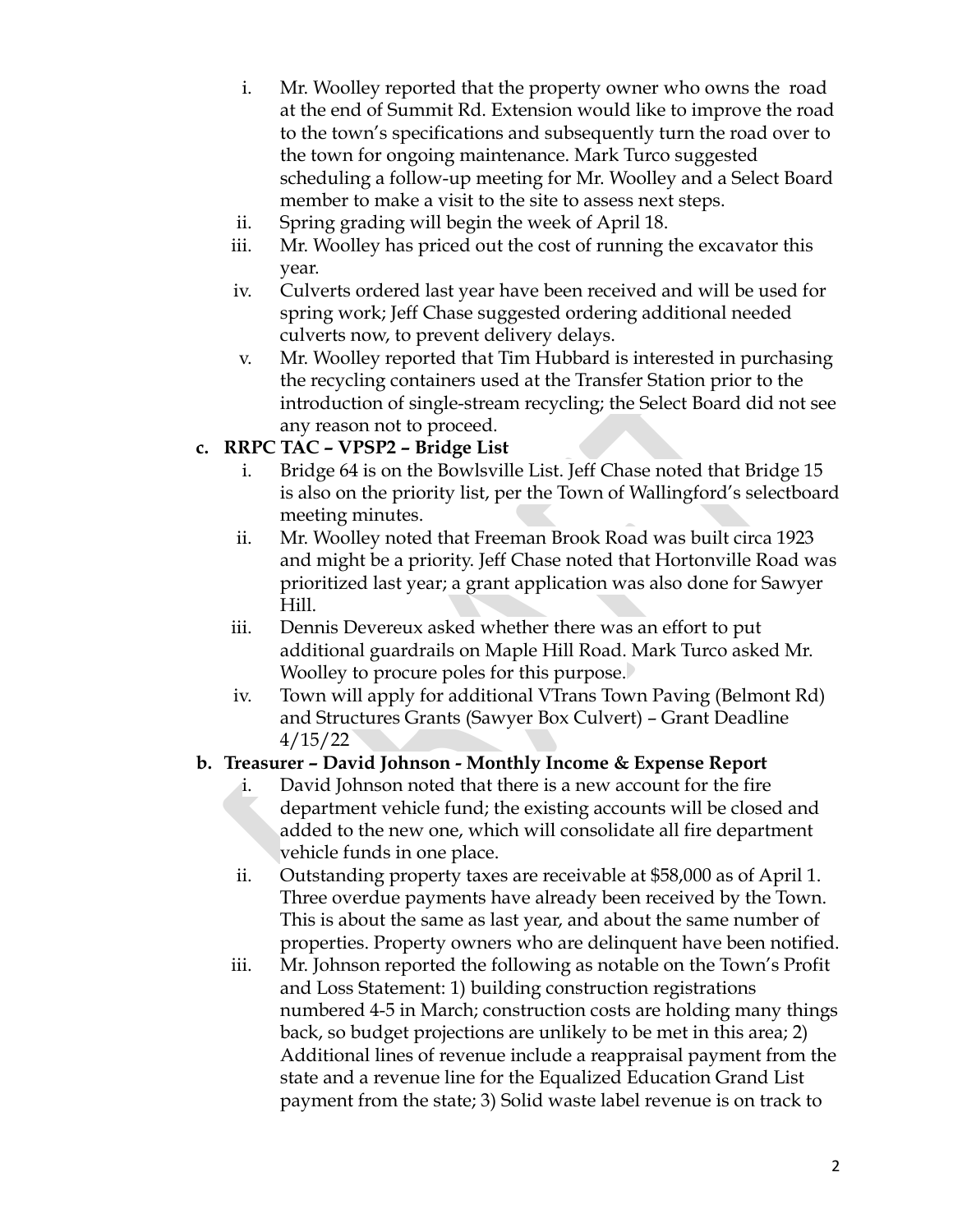i. Mr. Woolley reported that the property owner who owns the road at the end of Summit Rd. Extension would like to improve the road to the town's specifications and subsequently turn the road over to the town for ongoing maintenance. Mark Turco suggested scheduling a follow-up meeting for Mr. Woolley and a Select Board member to make a visit to the site to assess next steps.

ii. Spring grading will begin the week of April 18.

iii. Mr. Woolley has priced out the cost of running the excavator this year.

iv. Culverts ordered last year have been received and will be used for spring work; Jeff Chase suggested ordering additional needed culverts now, to prevent delivery delays.

v. Mr. Woolley reported that Tim Hubbard is interested in purchasing the recycling containers used at the Transfer Station prior to the introduction of single-stream recycling; the Select Board did not see any reason not to proceed.

**c. RRPC TAC – VPSP2 – Bridge List**

i. Bridge 64 is on the Bowlsville List. Jeff Chase noted that Bridge 15 is also on the priority list, per the Town of Wallingford's selectboard meeting minutes.

ii. Mr. Woolley noted that Freeman Brook Road was built circa 1923 and might be a priority. Jeff Chase noted that Hortonville Road was prioritized last year; a grant application was also done for Sawyer Hill.

iii. Dennis Devereux asked whether there was an effort to put additional guardrails on Maple Hill Road. Mark Turco asked Mr. Woolley to procure poles for this purpose.

iv. Town will apply for additional VTrans Town Paving (Belmont Rd) and Structures Grants (Sawyer Box Culvert) – Grant Deadline 4/15/22

**b. Treasurer – David Johnson - Monthly Income & Expense Report**

i. David Johnson noted that there is a new account for the fire department vehicle fund; the existing accounts will be closed and added to the new one, which will consolidate all fire department vehicle funds in one place.

ii. Outstanding property taxes are receivable at $58,000 as of April 1. Three overdue payments have already been received by the Town. This is about the same as last year, and about the same number of properties. Property owners who are delinquent have been notified.

iii. Mr. Johnson reported the following as notable on the Town's Profit and Loss Statement: 1) building construction registrations numbered 4-5 in March; construction costs are holding many things back, so budget projections are unlikely to be met in this area; 2) Additional lines of revenue include a reappraisal payment from the state and a revenue line for the Equalized Education Grand List payment from the state; 3) Solid waste label revenue is on track to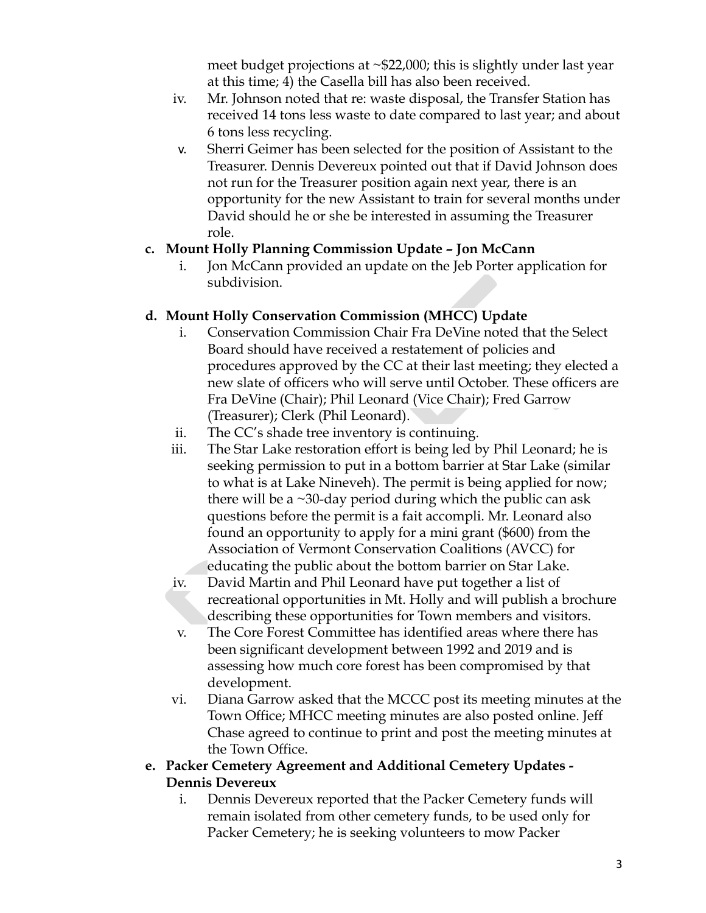meet budget projections at ~$22,000; this is slightly under last year at this time; 4) the Casella bill has also been received.

iv. Mr. Johnson noted that re: waste disposal, the Transfer Station has received 14 tons less waste to date compared to last year; and about 6 tons less recycling.

v. Sherri Geimer has been selected for the position of Assistant to the Treasurer. Dennis Devereux pointed out that if David Johnson does not run for the Treasurer position again next year, there is an opportunity for the new Assistant to train for several months under David should he or she be interested in assuming the Treasurer role.

**c. Mount Holly Planning Commission Update – Jon McCann**

i. Jon McCann provided an update on the Jeb Porter application for subdivision.

**d. Mount Holly Conservation Commission (MHCC) Update**

i. Conservation Commission Chair Fra DeVine noted that the Select Board should have received a restatement of policies and procedures approved by the CC at their last meeting; they elected a new slate of officers who will serve until October. These officers are Fra DeVine (Chair); Phil Leonard (Vice Chair); Fred Garrow (Treasurer); Clerk (Phil Leonard).

ii. The CC's shade tree inventory is continuing.

iii. The Star Lake restoration effort is being led by Phil Leonard; he is seeking permission to put in a bottom barrier at Star Lake (similar to what is at Lake Nineveh). The permit is being applied for now; there will be a ~30-day period during which the public can ask questions before the permit is a fait accompli. Mr. Leonard also found an opportunity to apply for a mini grant ($600) from the Association of Vermont Conservation Coalitions (AVCC) for educating the public about the bottom barrier on Star Lake.

iv. David Martin and Phil Leonard have put together a list of recreational opportunities in Mt. Holly and will publish a brochure describing these opportunities for Town members and visitors.

v. The Core Forest Committee has identified areas where there has been significant development between 1992 and 2019 and is assessing how much core forest has been compromised by that development.

vi. Diana Garrow asked that the MCCC post its meeting minutes at the Town Office; MHCC meeting minutes are also posted online. Jeff Chase agreed to continue to print and post the meeting minutes at the Town Office.

**e. Packer Cemetery Agreement and Additional Cemetery Updates - Dennis Devereux**

i. Dennis Devereux reported that the Packer Cemetery funds will remain isolated from other cemetery funds, to be used only for Packer Cemetery; he is seeking volunteers to mow Packer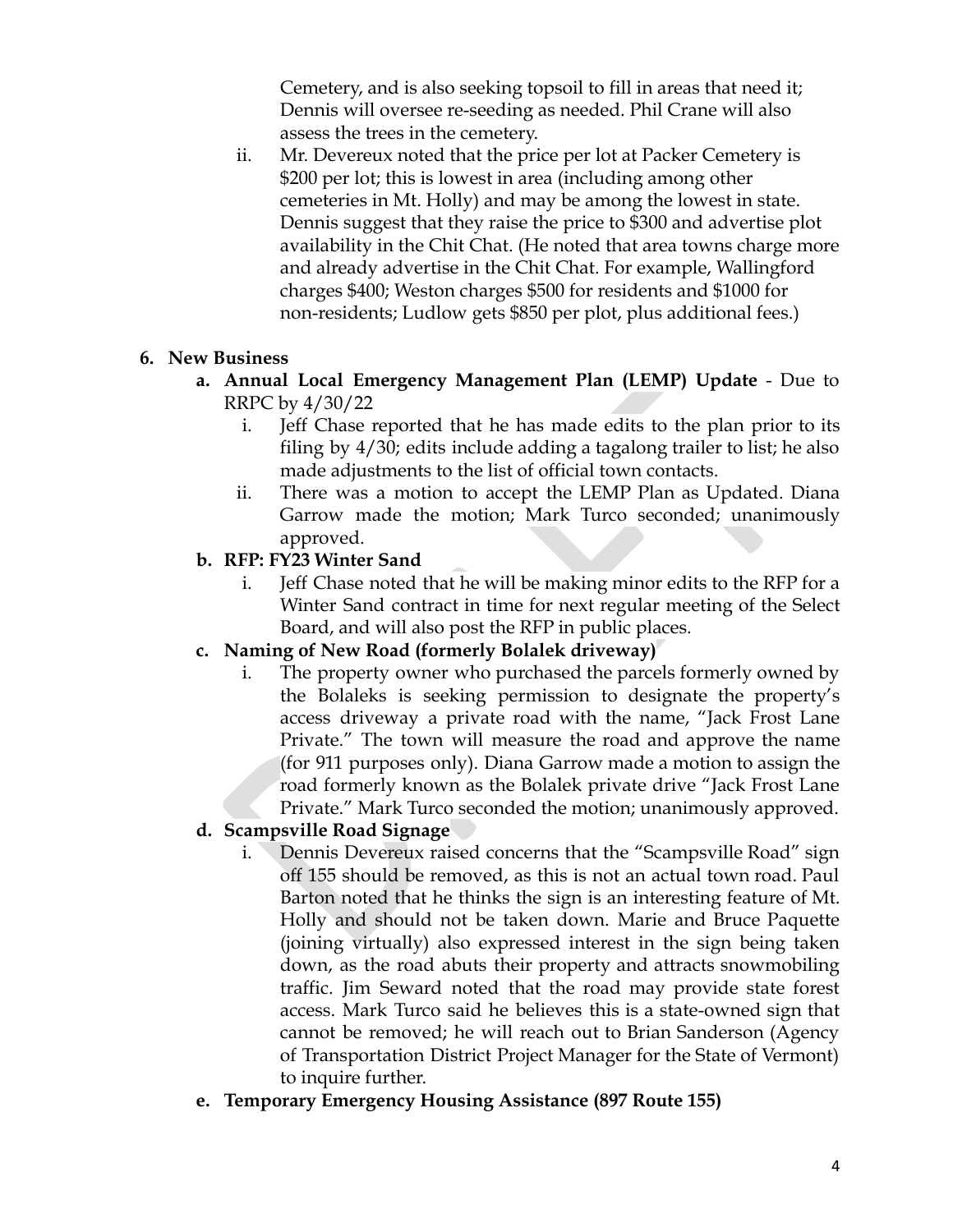Cemetery, and is also seeking topsoil to fill in areas that need it; Dennis will oversee re-seeding as needed. Phil Crane will also assess the trees in the cemetery.

ii. Mr. Devereux noted that the price per lot at Packer Cemetery is $200 per lot; this is lowest in area (including among other cemeteries in Mt. Holly) and may be among the lowest in state. Dennis suggest that they raise the price to $300 and advertise plot availability in the Chit Chat. (He noted that area towns charge more and already advertise in the Chit Chat. For example, Wallingford charges $400; Weston charges $500 for residents and $1000 for non-residents; Ludlow gets $850 per plot, plus additional fees.)

**6. New Business**

**a. Annual Local Emergency Management Plan (LEMP) Update** - Due to RRPC by 4/30/22

i. Jeff Chase reported that he has made edits to the plan prior to its filing by 4/30; edits include adding a tagalong trailer to list; he also made adjustments to the list of official town contacts.

ii. There was a motion to accept the LEMP Plan as Updated. Diana Garrow made the motion; Mark Turco seconded; unanimously approved.

**b. RFP: FY23 Winter Sand**

i. Jeff Chase noted that he will be making minor edits to the RFP for a Winter Sand contract in time for next regular meeting of the Select Board, and will also post the RFP in public places.

**c. Naming of New Road (formerly Bolalek driveway)**

i. The property owner who purchased the parcels formerly owned by the Bolaleks is seeking permission to designate the property's access driveway a private road with the name, "Jack Frost Lane Private." The town will measure the road and approve the name (for 911 purposes only). Diana Garrow made a motion to assign the road formerly known as the Bolalek private drive "Jack Frost Lane Private." Mark Turco seconded the motion; unanimously approved.

**d. Scampsville Road Signage**

i. Dennis Devereux raised concerns that the "Scampsville Road" sign off 155 should be removed, as this is not an actual town road. Paul Barton noted that he thinks the sign is an interesting feature of Mt. Holly and should not be taken down. Marie and Bruce Paquette (joining virtually) also expressed interest in the sign being taken down, as the road abuts their property and attracts snowmobiling traffic. Jim Seward noted that the road may provide state forest access. Mark Turco said he believes this is a state-owned sign that cannot be removed; he will reach out to Brian Sanderson (Agency of Transportation District Project Manager for the State of Vermont) to inquire further.

**e. Temporary Emergency Housing Assistance (897 Route 155)**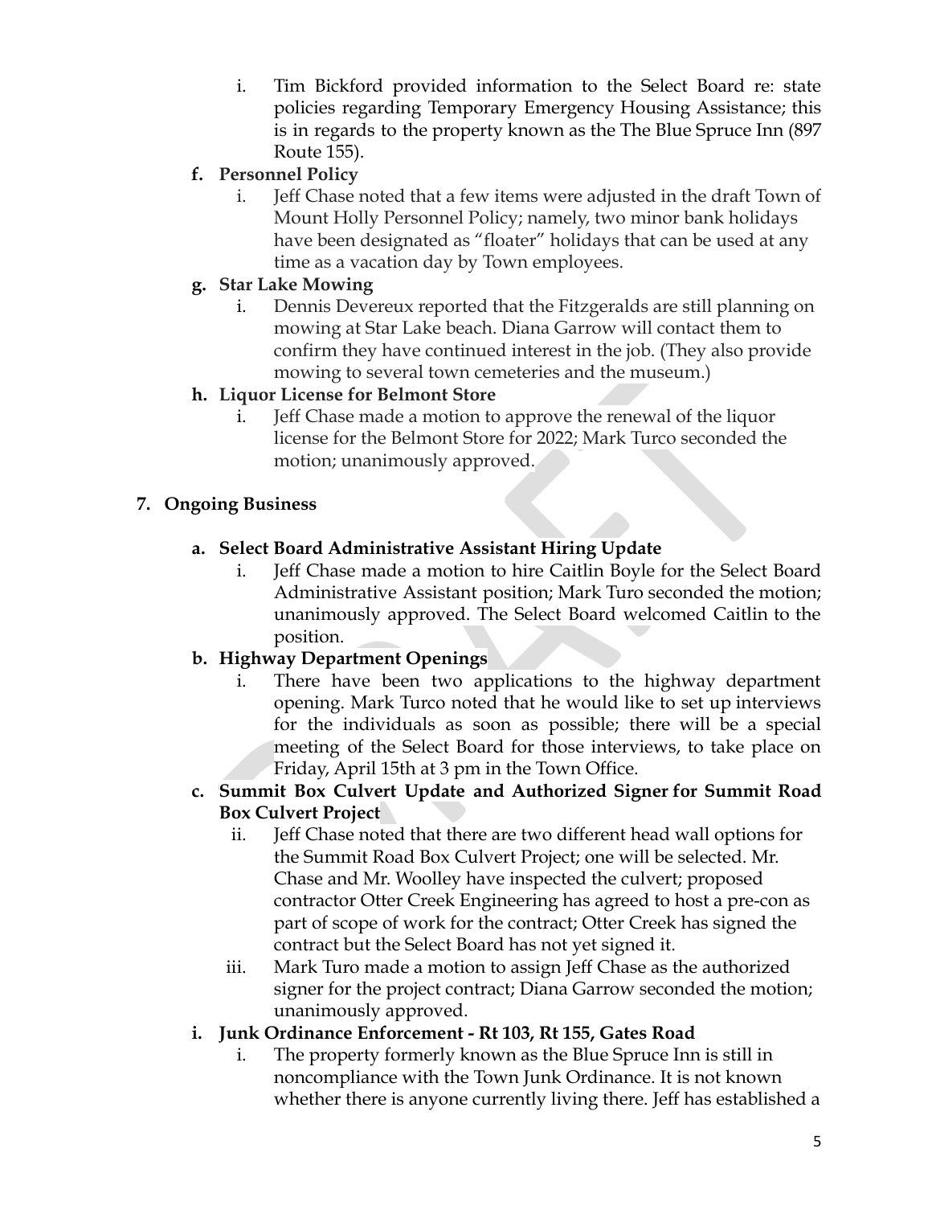i. Tim Bickford provided information to the Select Board re: state policies regarding Temporary Emergency Housing Assistance; this is in regards to the property known as the The Blue Spruce Inn (897 Route 155).

**f. Personnel Policy**

   i. Jeff Chase noted that a few items were adjusted in the draft Town of Mount Holly Personnel Policy; namely, two minor bank holidays have been designated as "floater" holidays that can be used at any time as a vacation day by Town employees.

**g. Star Lake Mowing**

   i. Dennis Devereux reported that the Fitzgeralds are still planning on mowing at Star Lake beach. Diana Garrow will contact them to confirm they have continued interest in the job. (They also provide mowing to several town cemeteries and the museum.)

**h. Liquor License for Belmont Store**

   i. Jeff Chase made a motion to approve the renewal of the liquor license for the Belmont Store for 2022; Mark Turco seconded the motion; unanimously approved.

## 7. Ongoing Business

**a. Select Board Administrative Assistant Hiring Update**

   i. Jeff Chase made a motion to hire Caitlin Boyle for the Select Board Administrative Assistant position; Mark Turo seconded the motion; unanimously approved. The Select Board welcomed Caitlin to the position.

**b. Highway Department Openings**

   i. There have been two applications to the highway department opening. Mark Turco noted that he would like to set up interviews for the individuals as soon as possible; there will be a special meeting of the Select Board for those interviews, to take place on Friday, April 15th at 3 pm in the Town Office.

**c. Summit Box Culvert Update and Authorized Signer for Summit Road Box Culvert Project**

   ii. Jeff Chase noted that there are two different head wall options for the Summit Road Box Culvert Project; one will be selected. Mr. Chase and Mr. Woolley have inspected the culvert; proposed contractor Otter Creek Engineering has agreed to host a pre-con as part of scope of work for the contract; Otter Creek has signed the contract but the Select Board has not yet signed it.

   iii. Mark Turo made a motion to assign Jeff Chase as the authorized signer for the project contract; Diana Garrow seconded the motion; unanimously approved.

**i. Junk Ordinance Enforcement - Rt 103, Rt 155, Gates Road**

   i. The property formerly known as the Blue Spruce Inn is still in noncompliance with the Town Junk Ordinance. It is not known whether there is anyone currently living there. Jeff has established a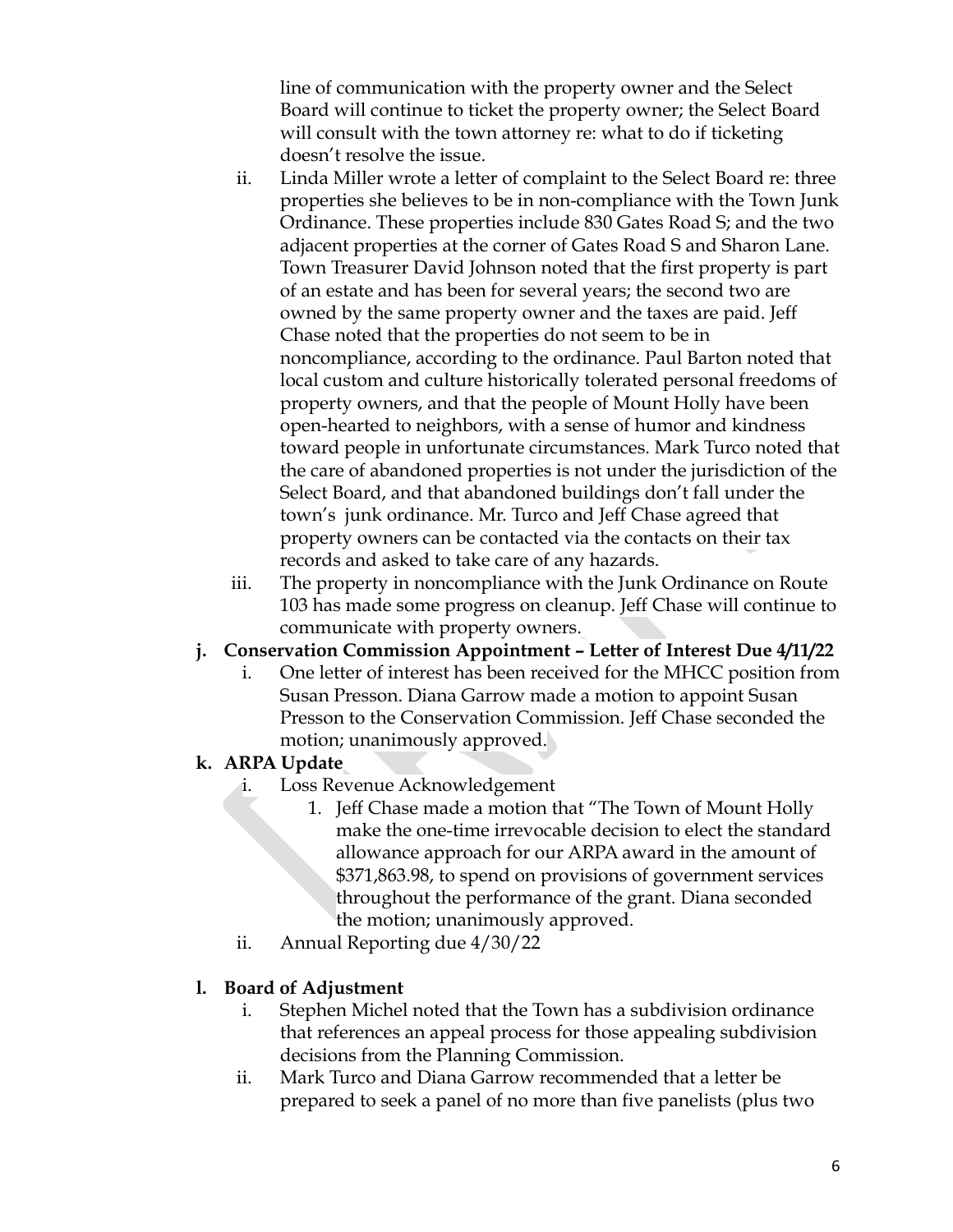line of communication with the property owner and the Select Board will continue to ticket the property owner; the Select Board will consult with the town attorney re: what to do if ticketing doesn't resolve the issue.

ii. Linda Miller wrote a letter of complaint to the Select Board re: three properties she believes to be in non-compliance with the Town Junk Ordinance. These properties include 830 Gates Road S; and the two adjacent properties at the corner of Gates Road S and Sharon Lane. Town Treasurer David Johnson noted that the first property is part of an estate and has been for several years; the second two are owned by the same property owner and the taxes are paid. Jeff Chase noted that the properties do not seem to be in noncompliance, according to the ordinance. Paul Barton noted that local custom and culture historically tolerated personal freedoms of property owners, and that the people of Mount Holly have been open-hearted to neighbors, with a sense of humor and kindness toward people in unfortunate circumstances. Mark Turco noted that the care of abandoned properties is not under the jurisdiction of the Select Board, and that abandoned buildings don't fall under the town's junk ordinance. Mr. Turco and Jeff Chase agreed that property owners can be contacted via the contacts on their tax records and asked to take care of any hazards.

iii. The property in noncompliance with the Junk Ordinance on Route 103 has made some progress on cleanup. Jeff Chase will continue to communicate with property owners.

**j. Conservation Commission Appointment – Letter of Interest Due 4/11/22**

i. One letter of interest has been received for the MHCC position from Susan Presson. Diana Garrow made a motion to appoint Susan Presson to the Conservation Commission. Jeff Chase seconded the motion; unanimously approved.

**k. ARPA Update**

i. Loss Revenue Acknowledgement

1. Jeff Chase made a motion that "The Town of Mount Holly make the one-time irrevocable decision to elect the standard allowance approach for our ARPA award in the amount of $371,863.98, to spend on provisions of government services throughout the performance of the grant. Diana seconded the motion; unanimously approved.

ii. Annual Reporting due 4/30/22

**l. Board of Adjustment**

i. Stephen Michel noted that the Town has a subdivision ordinance that references an appeal process for those appealing subdivision decisions from the Planning Commission.

ii. Mark Turco and Diana Garrow recommended that a letter be prepared to seek a panel of no more than five panelists (plus two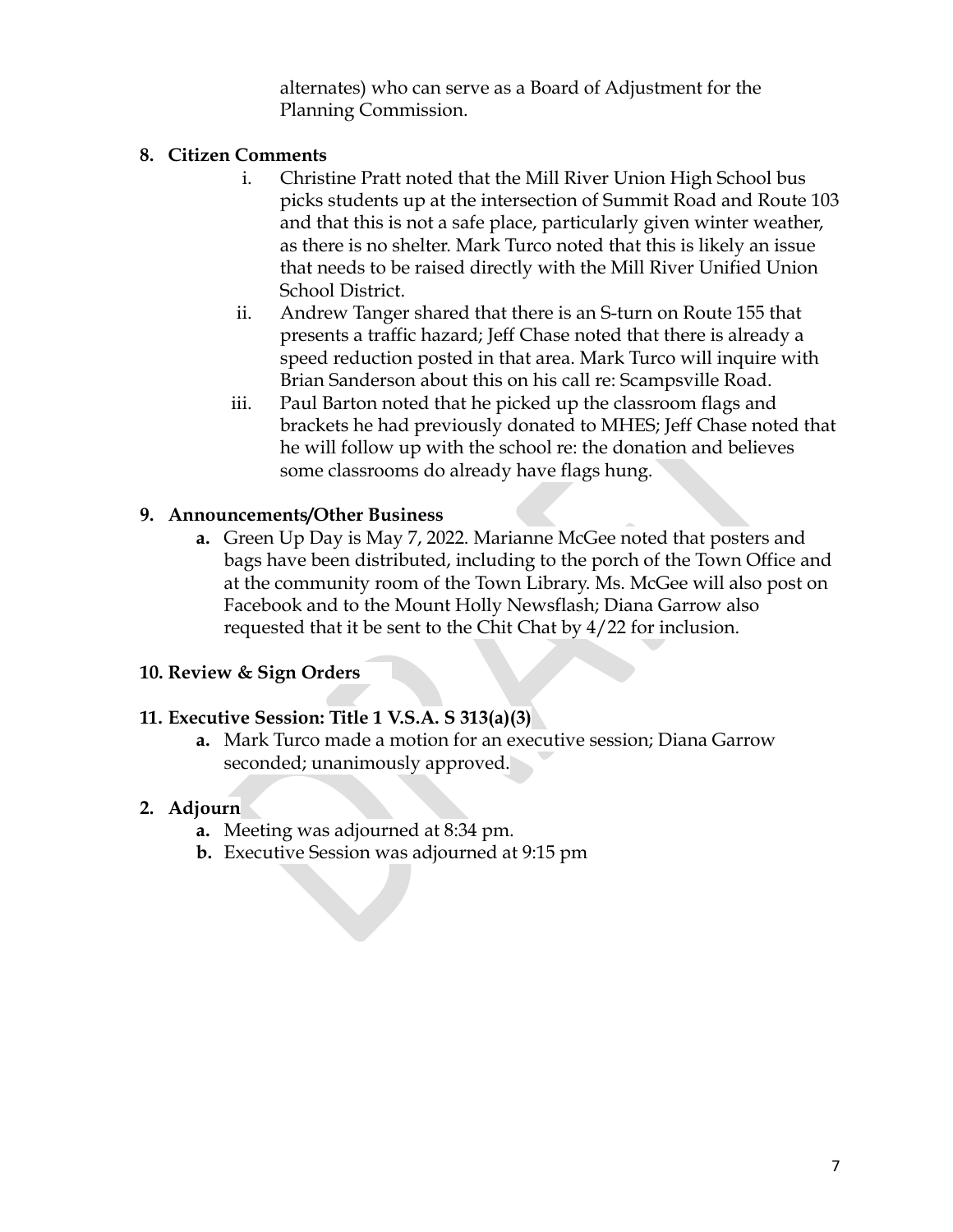alternates) who can serve as a Board of Adjustment for the Planning Commission.

**8. Citizen Comments**

i. Christine Pratt noted that the Mill River Union High School bus picks students up at the intersection of Summit Road and Route 103 and that this is not a safe place, particularly given winter weather, as there is no shelter. Mark Turco noted that this is likely an issue that needs to be raised directly with the Mill River Unified Union School District.

ii. Andrew Tanger shared that there is an S-turn on Route 155 that presents a traffic hazard; Jeff Chase noted that there is already a speed reduction posted in that area. Mark Turco will inquire with Brian Sanderson about this on his call re: Scampsville Road.

iii. Paul Barton noted that he picked up the classroom flags and brackets he had previously donated to MHES; Jeff Chase noted that he will follow up with the school re: the donation and believes some classrooms do already have flags hung.

**9. Announcements/Other Business**

**a.** Green Up Day is May 7, 2022. Marianne McGee noted that posters and bags have been distributed, including to the porch of the Town Office and at the community room of the Town Library. Ms. McGee will also post on Facebook and to the Mount Holly Newsflash; Diana Garrow also requested that it be sent to the Chit Chat by 4/22 for inclusion.

**10. Review & Sign Orders**

**11. Executive Session: Title 1 V.S.A. S 313(a)(3)**

**a.** Mark Turco made a motion for an executive session; Diana Garrow seconded; unanimously approved.

**2. Adjourn**

**a.** Meeting was adjourned at 8:34 pm.

**b.** Executive Session was adjourned at 9:15 pm